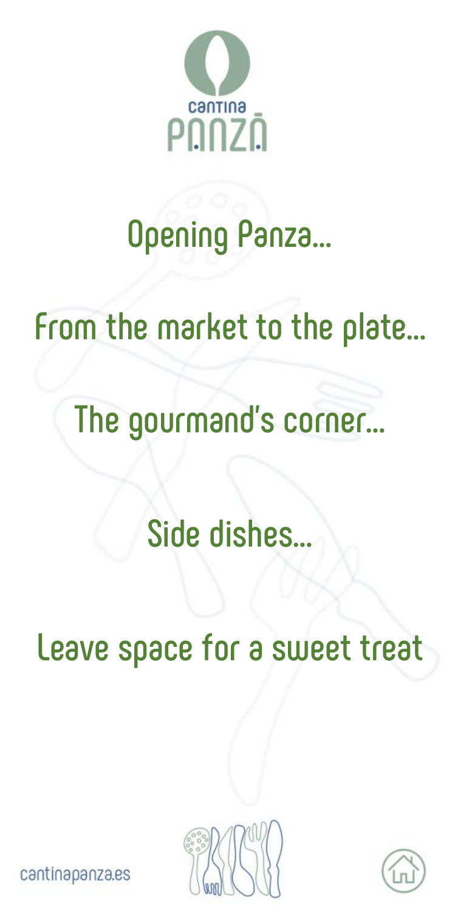# Cantina Panza

## Opening Panza...

## From the market to the plate...

## The gourmand's corner...

## Side dishes...

## Leave space for a sweet treat

cantinapanza.es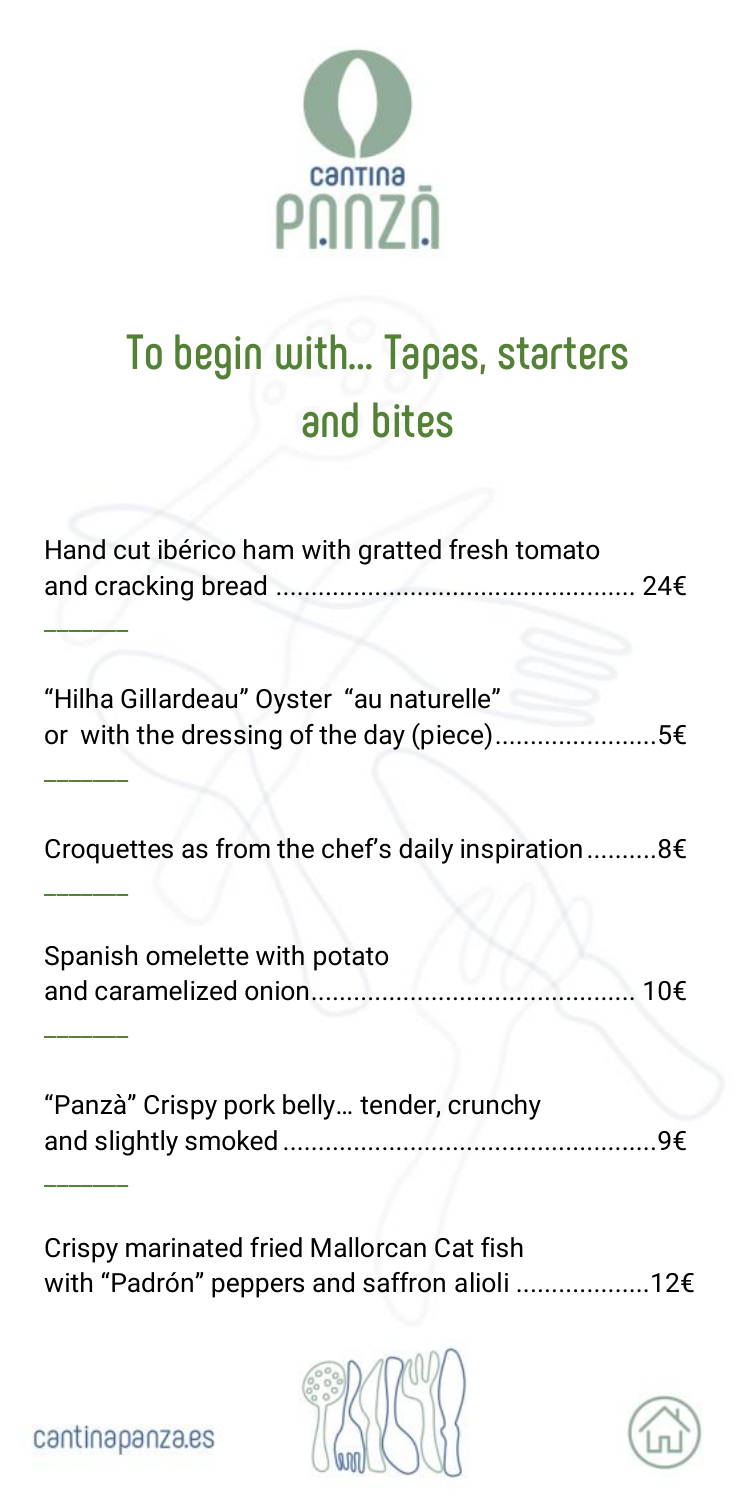cantina PANZÀ

# To begin with... Tapas, starters and bites

Hand cut ibérico ham with gratted fresh tomato and cracking bread .................................................. 24€

______

"Hilha Gillardeau" Oyster "au naturelle" or with the dressing of the day (piece).......................5€

______

Croquettes as from the chef's daily inspiration..........8€

______

Spanish omelette with potato and caramelized onion............................................. 10€

______

"Panzà" Crispy pork belly... tender, crunchy and slightly smoked.....................................................9€

______

Crispy marinated fried Mallorcan Cat fish with "Padrón" peppers and saffron alioli ..................12€

cantinapanza.es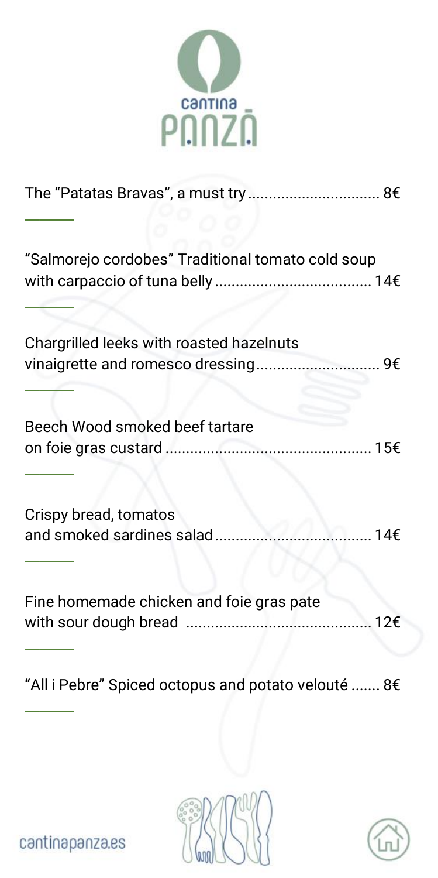# cantina PANZA

The "Patatas Bravas", a must try ................................ 8€

______

"Salmorejo cordobes" Traditional tomato cold soup with carpaccio of tuna belly ..................................... 14€

______

Chargrilled leeks with roasted hazelnuts vinaigrette and romesco dressing .............................. 9€

______

Beech Wood smoked beef tartare on foie gras custard ................................................. 15€

______

Crispy bread, tomatos and smoked sardines salad ..................................... 14€

______

Fine homemade chicken and foie gras pate with sour dough bread ........................................... 12€

______

"All i Pebre" Spiced octopus and potato velouté ....... 8€

______

cantinapanza.es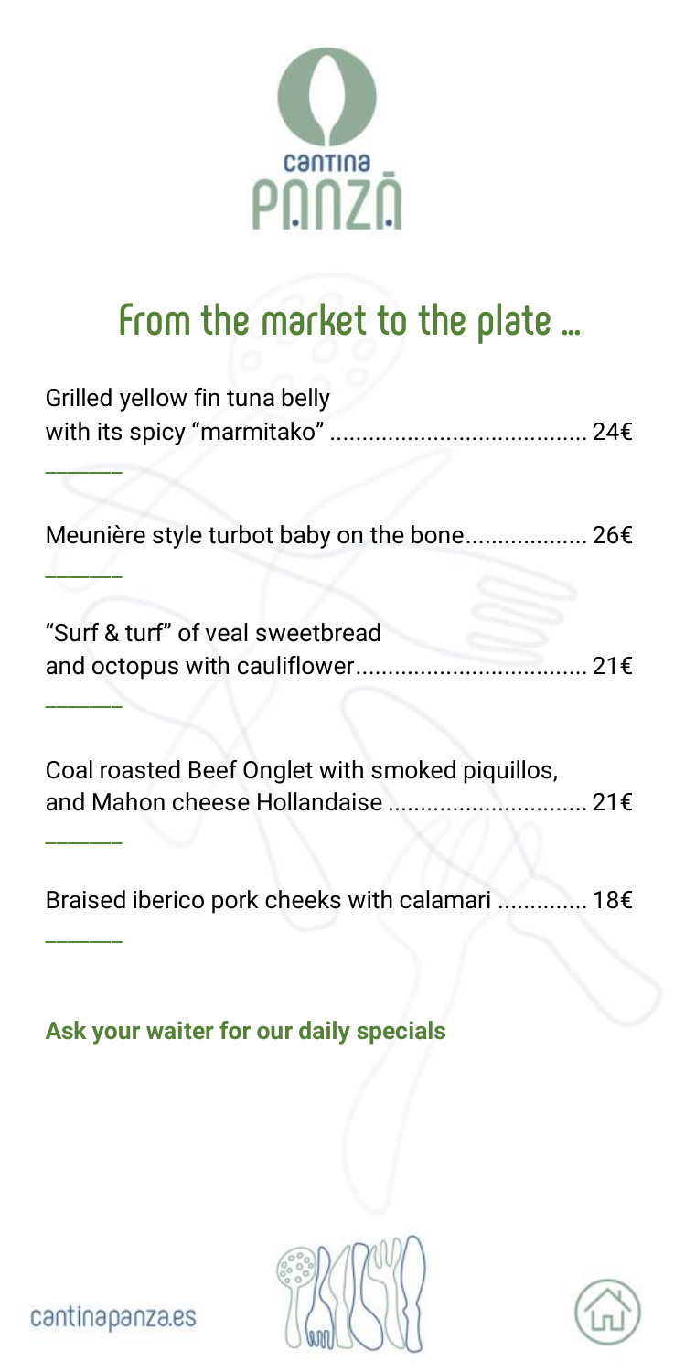cantina PANZA

# From the market to the plate ...

Grilled yellow fin tuna belly
with its spicy "marmitako" ....................................... 24€

______

Meunière style turbot baby on the bone.................. 26€

______

"Surf & turf" of veal sweetbread
and octopus with cauliflower................................... 21€

______

Coal roasted Beef Onglet with smoked piquillos,
and Mahon cheese Hollandaise .............................. 21€

______

Braised iberico pork cheeks with calamari ............. 18€

______

**Ask your waiter for our daily specials**

cantinapanza.es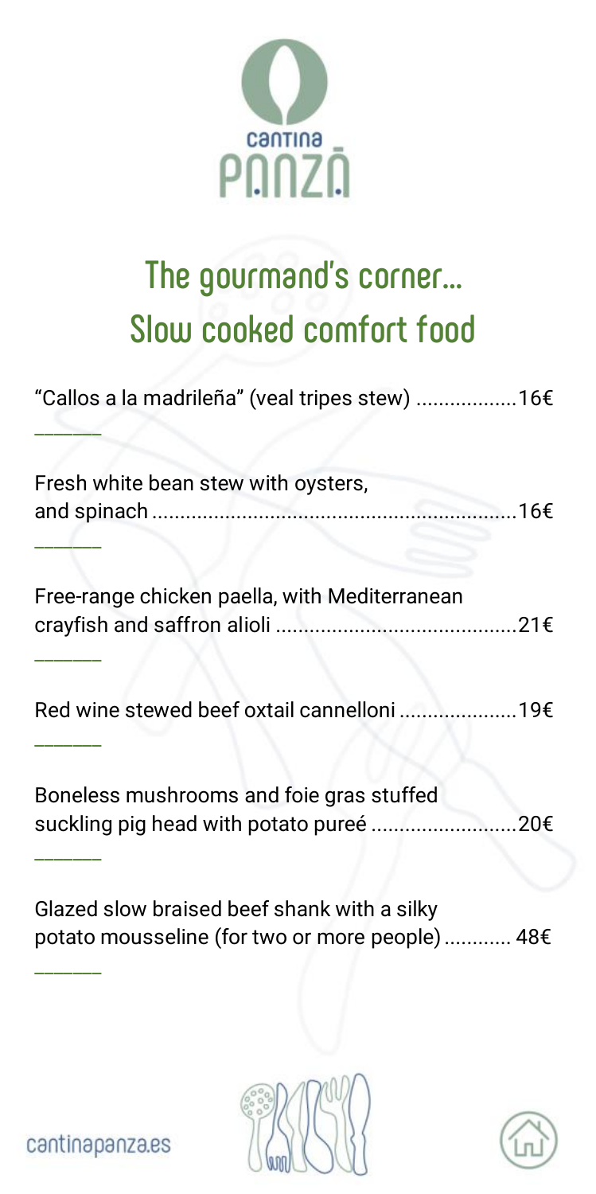cantina PANZA

# The gourmand's corner… Slow cooked comfort food

"Callos a la madrileña" (veal tripes stew) ................. 16€

———

Fresh white bean stew with oysters, and spinach ................................................................ 16€

———

Free-range chicken paella, with Mediterranean crayfish and saffron alioli .......................................... 21€

———

Red wine stewed beef oxtail cannelloni .................... 19€

———

Boneless mushrooms and foie gras stuffed suckling pig head with potato pureé ......................... 20€

———

Glazed slow braised beef shank with a silky potato mousseline (for two or more people) ............ 48€

———

cantinapanza.es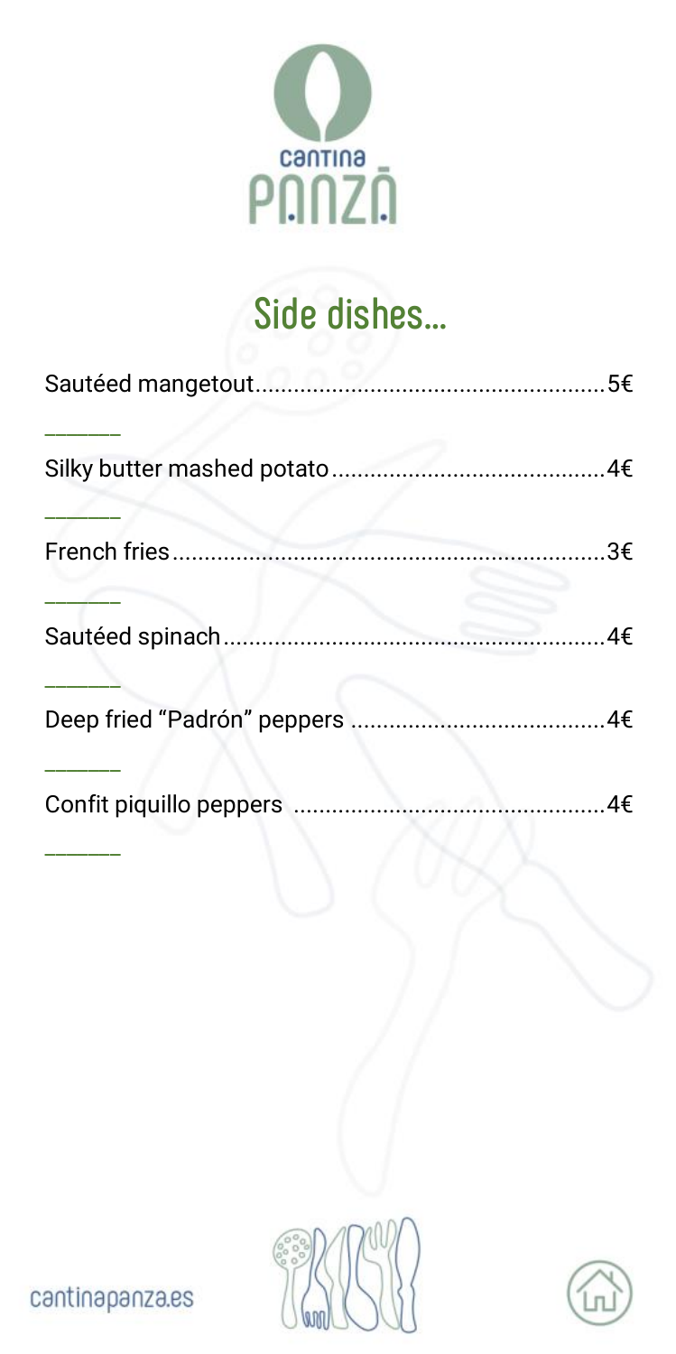# Side dishes...

Sautéed mangetout.....................................................5€

______

Silky butter mashed potato..........................................4€

______

French fries...................................................................3€

______

Sautéed spinach...........................................................4€

______

Deep fried "Padrón" peppers .......................................4€

______

Confit piquillo peppers ................................................4€

______

cantinapanza.es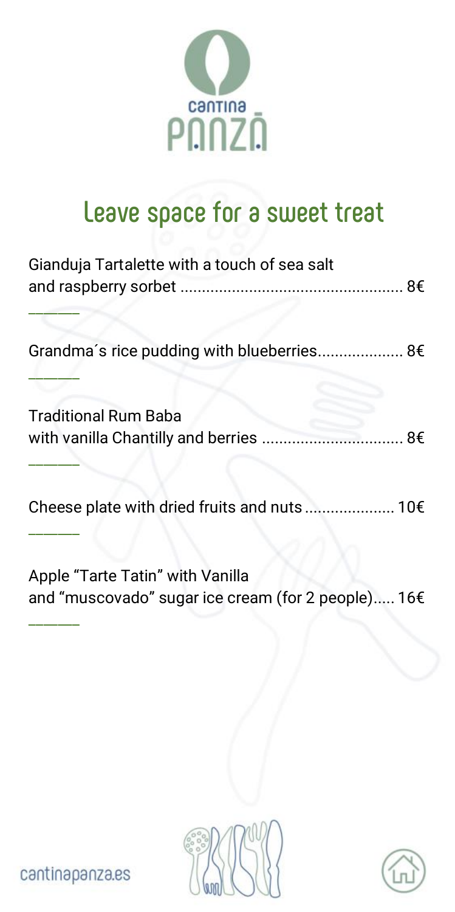# Leave space for a sweet treat

Gianduja Tartalette with a touch of sea salt and raspberry sorbet .................................................... 8€

Grandma´s rice pudding with blueberries................... 8€

Traditional Rum Baba with vanilla Chantilly and berries ................................ 8€

Cheese plate with dried fruits and nuts .................... 10€

Apple “Tarte Tatin” with Vanilla and “muscovado” sugar ice cream (for 2 people)..... 16€

cantinapanza.es